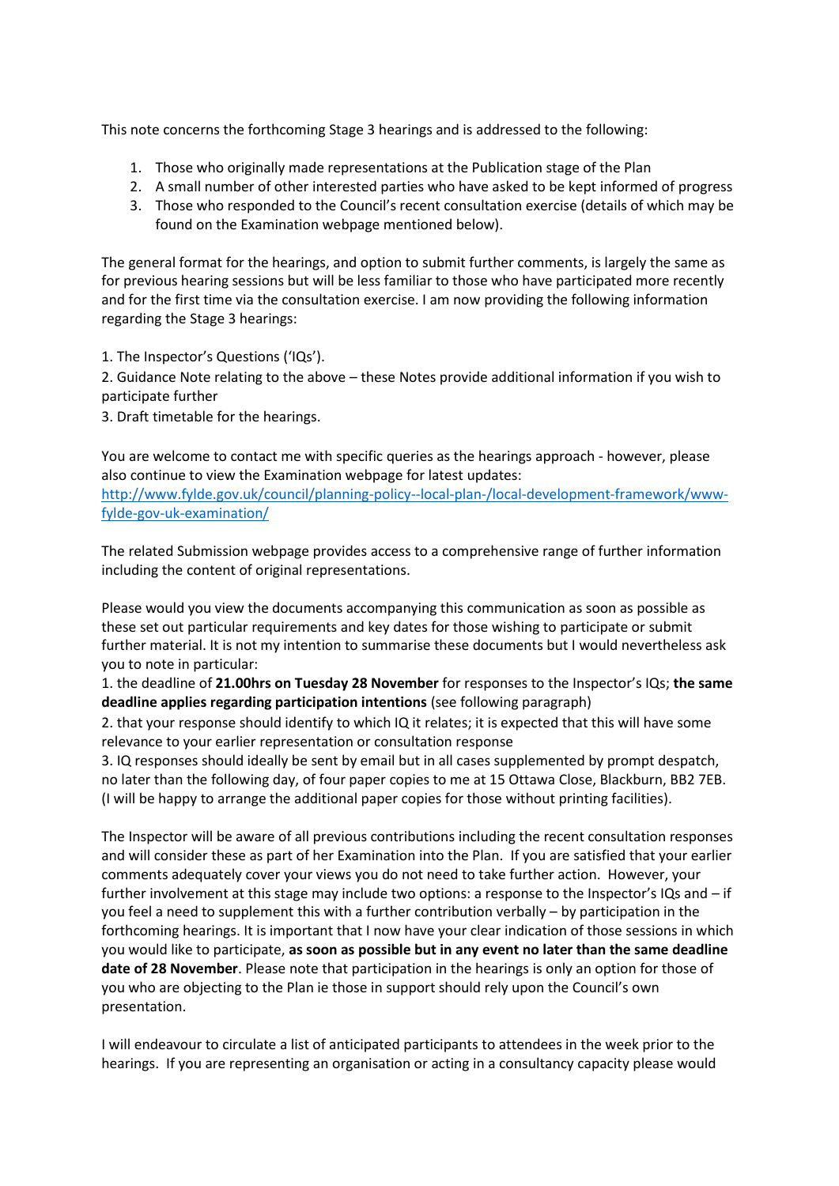This note concerns the forthcoming Stage 3 hearings and is addressed to the following:

1. Those who originally made representations at the Publication stage of the Plan
2. A small number of other interested parties who have asked to be kept informed of progress
3. Those who responded to the Council's recent consultation exercise (details of which may be found on the Examination webpage mentioned below).

The general format for the hearings, and option to submit further comments, is largely the same as for previous hearing sessions but will be less familiar to those who have participated more recently and for the first time via the consultation exercise. I am now providing the following information regarding the Stage 3 hearings:

1. The Inspector's Questions ('IQs').

2. Guidance Note relating to the above – these Notes provide additional information if you wish to participate further

3. Draft timetable for the hearings.

You are welcome to contact me with specific queries as the hearings approach - however, please also continue to view the Examination webpage for latest updates:
http://www.fylde.gov.uk/council/planning-policy--local-plan-/local-development-framework/www-fylde-gov-uk-examination/

The related Submission webpage provides access to a comprehensive range of further information including the content of original representations.

Please would you view the documents accompanying this communication as soon as possible as these set out particular requirements and key dates for those wishing to participate or submit further material. It is not my intention to summarise these documents but I would nevertheless ask you to note in particular:

1. the deadline of **21.00hrs on Tuesday 28 November** for responses to the Inspector's IQs; **the same deadline applies regarding participation intentions** (see following paragraph)

2. that your response should identify to which IQ it relates; it is expected that this will have some relevance to your earlier representation or consultation response

3. IQ responses should ideally be sent by email but in all cases supplemented by prompt despatch, no later than the following day, of four paper copies to me at 15 Ottawa Close, Blackburn, BB2 7EB. (I will be happy to arrange the additional paper copies for those without printing facilities).

The Inspector will be aware of all previous contributions including the recent consultation responses and will consider these as part of her Examination into the Plan. If you are satisfied that your earlier comments adequately cover your views you do not need to take further action. However, your further involvement at this stage may include two options: a response to the Inspector's IQs and – if you feel a need to supplement this with a further contribution verbally – by participation in the forthcoming hearings. It is important that I now have your clear indication of those sessions in which you would like to participate, **as soon as possible but in any event no later than the same deadline date of 28 November**. Please note that participation in the hearings is only an option for those of you who are objecting to the Plan ie those in support should rely upon the Council's own presentation.

I will endeavour to circulate a list of anticipated participants to attendees in the week prior to the hearings. If you are representing an organisation or acting in a consultancy capacity please would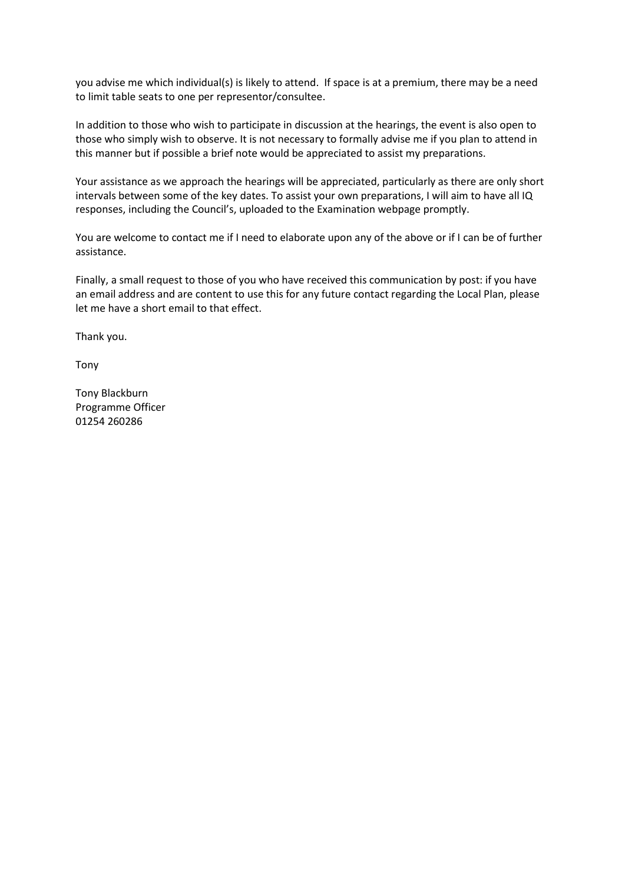you advise me which individual(s) is likely to attend. If space is at a premium, there may be a need to limit table seats to one per representor/consultee.

In addition to those who wish to participate in discussion at the hearings, the event is also open to those who simply wish to observe. It is not necessary to formally advise me if you plan to attend in this manner but if possible a brief note would be appreciated to assist my preparations.

Your assistance as we approach the hearings will be appreciated, particularly as there are only short intervals between some of the key dates. To assist your own preparations, I will aim to have all IQ responses, including the Council's, uploaded to the Examination webpage promptly.

You are welcome to contact me if I need to elaborate upon any of the above or if I can be of further assistance.

Finally, a small request to those of you who have received this communication by post: if you have an email address and are content to use this for any future contact regarding the Local Plan, please let me have a short email to that effect.

Thank you.

Tony

Tony Blackburn
Programme Officer
01254 260286